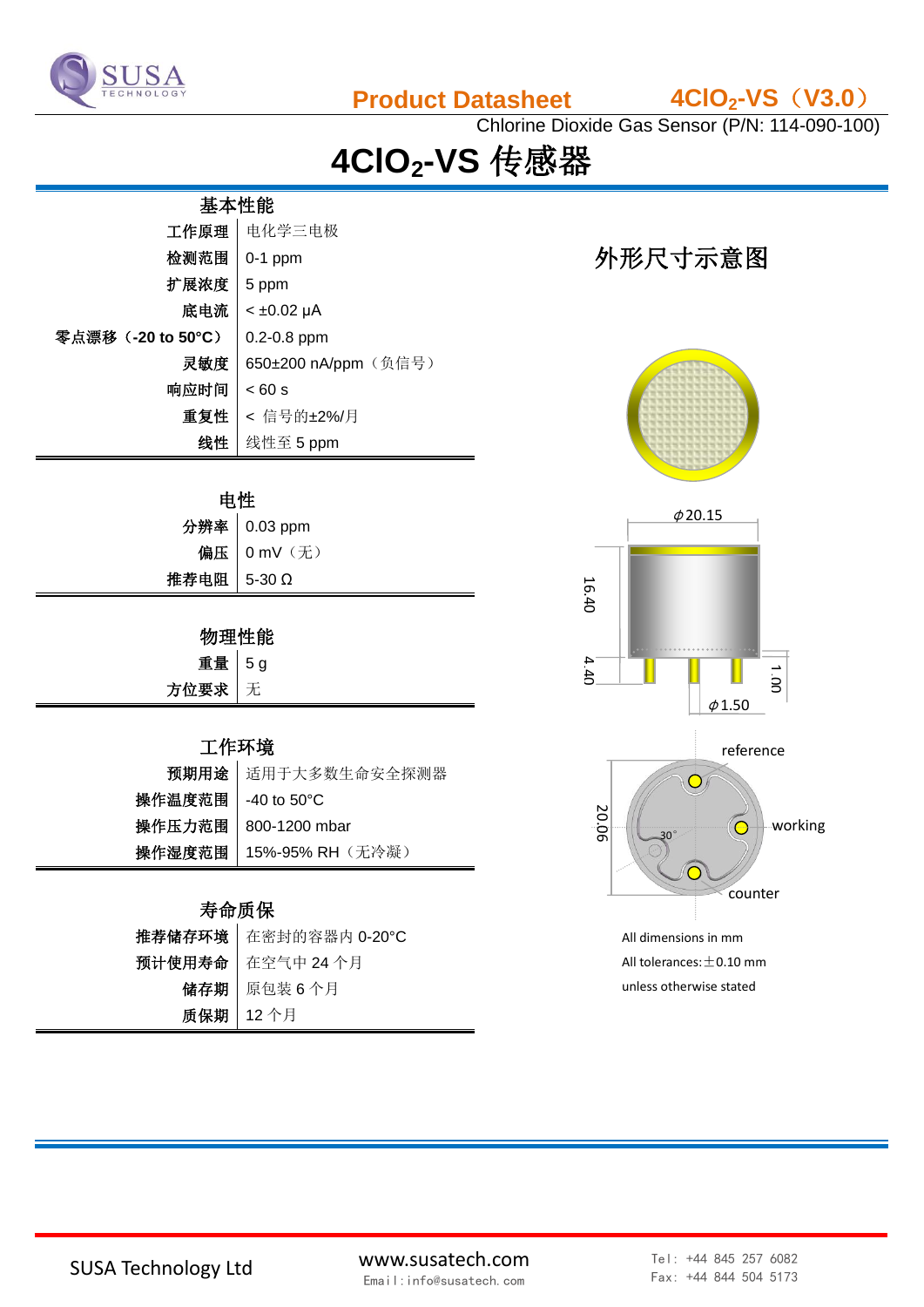# Product Datasheet

## $4ClO_2$-VS（V3.0）

Chlorine Dioxide Gas Sensor (P/N: 114-090-100)

# $4ClO_2$-VS 传感器

### 基本性能

| | |
|---|---|
| 工作原理 | 电化学三电极 |
| 检测范围 | 0-1 ppm |
| 扩展浓度 | 5 ppm |
| 底电流 | < ±0.02 μA |
| 零点漂移（-20 to 50°C） | 0.2-0.8 ppm |
| 灵敏度 | 650±200 nA/ppm（负信号） |
| 响应时间 | < 60 s |
| 重复性 | < 信号的±2%/月 |
| 线性 | 线性至 5 ppm |

### 电性

| | |
|---|---|
| 分辨率 | 0.03 ppm |
| 偏压 | 0 mV（无） |
| 推荐电阻 | 5-30 Ω |

### 物理性能

| | |
|---|---|
| 重量 | 5 g |
| 方位要求 | 无 |

### 工作环境

| | |
|---|---|
| 预期用途 | 适用于大多数生命安全探测器 |
| 操作温度范围 | -40 to 50°C |
| 操作压力范围 | 800-1200 mbar |
| 操作湿度范围 | 15%-95% RH（无冷凝） |

### 寿命质保

| | |
|---|---|
| 推荐储存环境 | 在密封的容器内 0-20°C |
| 预计使用寿命 | 在空气中 24 个月 |
| 储存期 | 原包装 6 个月 |
| 质保期 | 12 个月 |

## 外形尺寸示意图

ϕ20.15

16.40

4.40

1.00

ϕ1.50

reference

working

counter

20.06

30°

All dimensions in mm

All tolerances: ±0.10 mm

unless otherwise stated

SUSA Technology Ltd

www.susatech.com

Email: info@susatech.com

Tel: +44 845 257 6082

Fax: +44 844 504 5173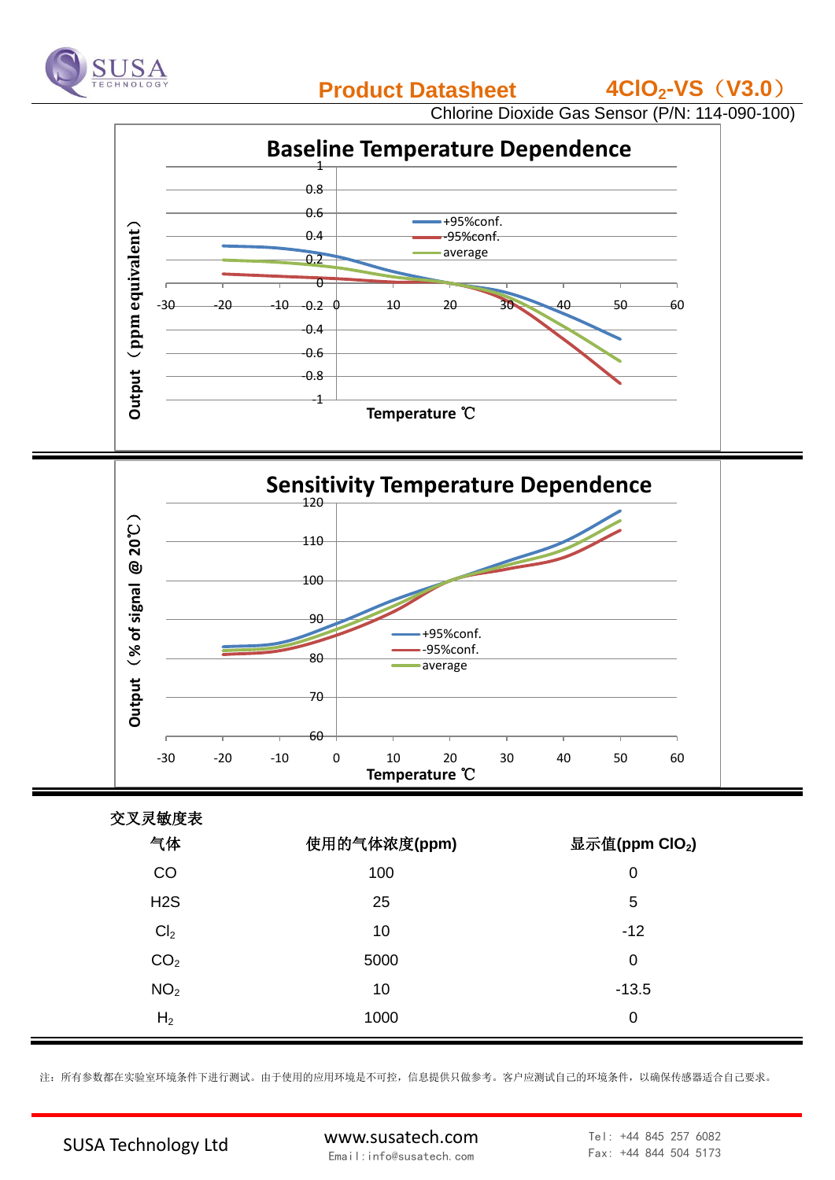## Baseline Temperature Dependence

Output （ppm equivalent）

1
0.8
0.6
0.4
0.2
0
-0.2
-0.4
-0.6
-0.8
-1

-30 -20 -10 0 10 20 30 40 50 60

+95%conf.
-95%conf.
average

Temperature ℃

## Sensitivity Temperature Dependence

Output （% of signal @ 20℃）

120
110
100
90
80
70
60

-30 -20 -10 0 10 20 30 40 50 60

+95%conf.
-95%conf.
average

Temperature ℃

### 交叉灵敏度表

| 气体 | 使用的气体浓度(ppm) | 显示值(ppm $ClO_2$) |
|---|---|---|
| CO | 100 | 0 |
| H2S | 25 | 5 |
| $Cl_2$ | 10 | -12 |
| $CO_2$ | 5000 | 0 |
| $NO_2$ | 10 | -13.5 |
| $H_2$ | 1000 | 0 |

注：所有参数都在实验室环境条件下进行测试。由于使用的应用环境是不可控，信息提供只做参考。客户应测试自己的环境条件，以确保传感器适合自己要求。